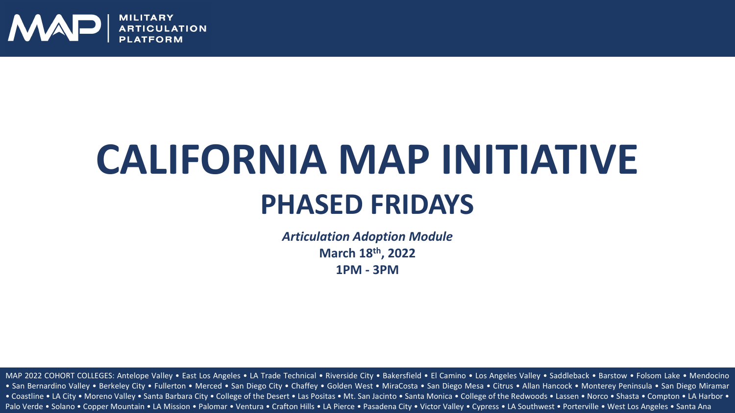MILITARY ARTICULATION PLATFORM

# CALIFORNIA MAP INITIATIVE

## PHASED FRIDAYS

***Articulation Adoption Module***

**March 18th, 2022**

**1PM - 3PM**

MAP 2022 COHORT COLLEGES: Antelope Valley • East Los Angeles • LA Trade Technical • Riverside City • Bakersfield • El Camino • Los Angeles Valley • Saddleback • Barstow • Folsom Lake • Mendocino • San Bernardino Valley • Berkeley City • Fullerton • Merced • San Diego City • Chaffey • Golden West • MiraCosta • San Diego Mesa • Citrus • Allan Hancock • Monterey Peninsula • San Diego Miramar • Coastline • LA City • Moreno Valley • Santa Barbara City • College of the Desert • Las Positas • Mt. San Jacinto • Santa Monica • College of the Redwoods • Lassen • Norco • Shasta • Compton • LA Harbor • Palo Verde • Solano • Copper Mountain • LA Mission • Palomar • Ventura • Crafton Hills • LA Pierce • Pasadena City • Victor Valley • Cypress • LA Southwest • Porterville • West Los Angeles • Santa Ana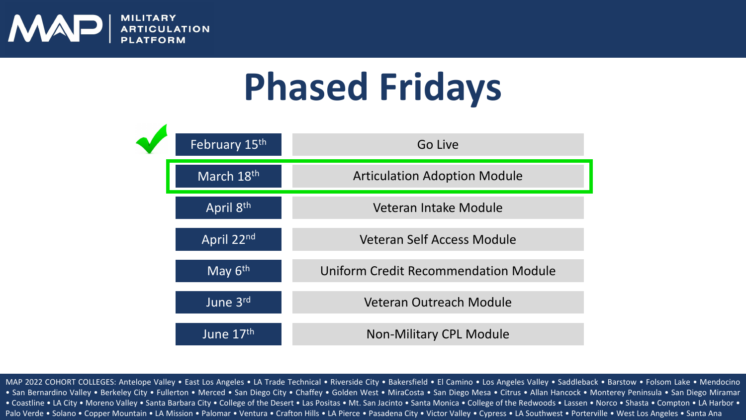MILITARY ARTICULATION PLATFORM

# Phased Fridays

| Date | Module |
| --- | --- |
| February 15th | Go Live |
| March 18th | Articulation Adoption Module |
| April 8th | Veteran Intake Module |
| April 22nd | Veteran Self Access Module |
| May 6th | Uniform Credit Recommendation Module |
| June 3rd | Veteran Outreach Module |
| June 17th | Non-Military CPL Module |

MAP 2022 COHORT COLLEGES: Antelope Valley • East Los Angeles • LA Trade Technical • Riverside City • Bakersfield • El Camino • Los Angeles Valley • Saddleback • Barstow • Folsom Lake • Mendocino • San Bernardino Valley • Berkeley City • Fullerton • Merced • San Diego City • Chaffey • Golden West • MiraCosta • San Diego Mesa • Citrus • Allan Hancock • Monterey Peninsula • San Diego Miramar • Coastline • LA City • Moreno Valley • Santa Barbara City • College of the Desert • Las Positas • Mt. San Jacinto • Santa Monica • College of the Redwoods • Lassen • Norco • Shasta • Compton • LA Harbor • Palo Verde • Solano • Copper Mountain • LA Mission • Palomar • Ventura • Crafton Hills • LA Pierce • Pasadena City • Victor Valley • Cypress • LA Southwest • Porterville • West Los Angeles • Santa Ana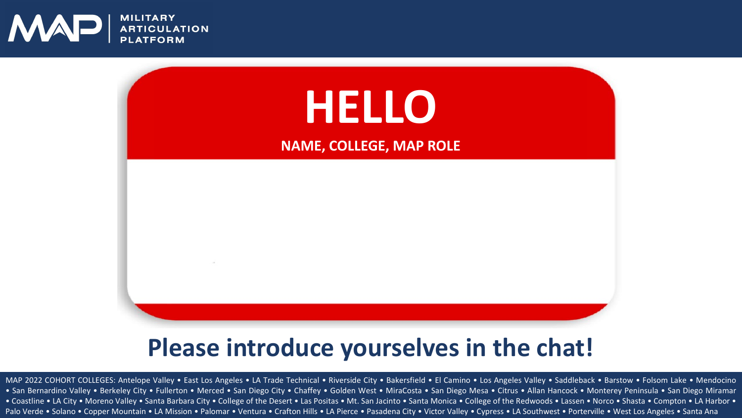# HELLO

**NAME, COLLEGE, MAP ROLE**

## Please introduce yourselves in the chat!

MAP 2022 COHORT COLLEGES: Antelope Valley • East Los Angeles • LA Trade Technical • Riverside City • Bakersfield • El Camino • Los Angeles Valley • Saddleback • Barstow • Folsom Lake • Mendocino • San Bernardino Valley • Berkeley City • Fullerton • Merced • San Diego City • Chaffey • Golden West • MiraCosta • San Diego Mesa • Citrus • Allan Hancock • Monterey Peninsula • San Diego Miramar • Coastline • LA City • Moreno Valley • Santa Barbara City • College of the Desert • Las Positas • Mt. San Jacinto • Santa Monica • College of the Redwoods • Lassen • Norco • Shasta • Compton • LA Harbor • Palo Verde • Solano • Copper Mountain • LA Mission • Palomar • Ventura • Crafton Hills • LA Pierce • Pasadena City • Victor Valley • Cypress • LA Southwest • Porterville • West Los Angeles • Santa Ana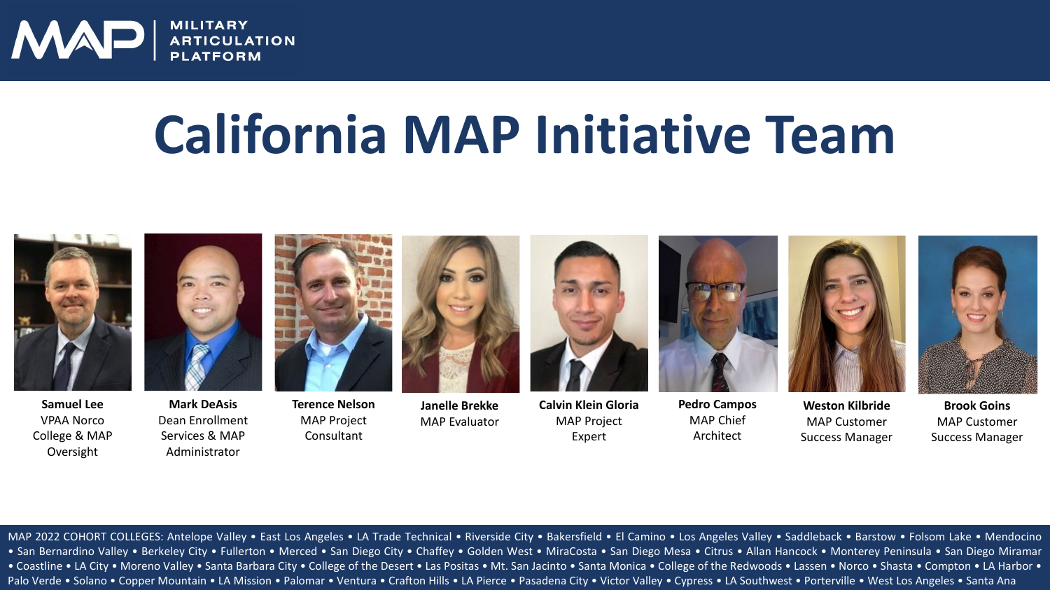MAP | MILITARY ARTICULATION PLATFORM

# California MAP Initiative Team

**Samuel Lee**
VPAA Norco College & MAP Oversight

**Mark DeAsis**
Dean Enrollment Services & MAP Administrator

**Terence Nelson**
MAP Project Consultant

**Janelle Brekke**
MAP Evaluator

**Calvin Klein Gloria**
MAP Project Expert

**Pedro Campos**
MAP Chief Architect

**Weston Kilbride**
MAP Customer Success Manager

**Brook Goins**
MAP Customer Success Manager

MAP 2022 COHORT COLLEGES: Antelope Valley • East Los Angeles • LA Trade Technical • Riverside City • Bakersfield • El Camino • Los Angeles Valley • Saddleback • Barstow • Folsom Lake • Mendocino • San Bernardino Valley • Berkeley City • Fullerton • Merced • San Diego City • Chaffey • Golden West • MiraCosta • San Diego Mesa • Citrus • Allan Hancock • Monterey Peninsula • San Diego Miramar • Coastline • LA City • Moreno Valley • Santa Barbara City • College of the Desert • Las Positas • Mt. San Jacinto • Santa Monica • College of the Redwoods • Lassen • Norco • Shasta • Compton • LA Harbor • Palo Verde • Solano • Copper Mountain • LA Mission • Palomar • Ventura • Crafton Hills • LA Pierce • Pasadena City • Victor Valley • Cypress • LA Southwest • Porterville • West Los Angeles • Santa Ana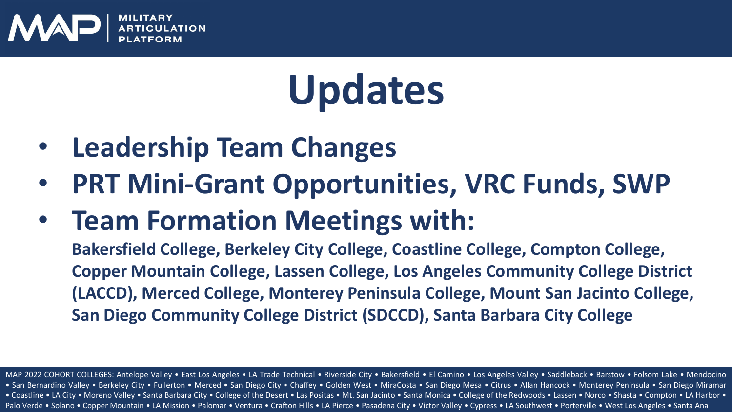# Updates

- **Leadership Team Changes**
- **PRT Mini-Grant Opportunities, VRC Funds, SWP**
- **Team Formation Meetings with:**

  **Bakersfield College, Berkeley City College, Coastline College, Compton College, Copper Mountain College, Lassen College, Los Angeles Community College District (LACCD), Merced College, Monterey Peninsula College, Mount San Jacinto College, San Diego Community College District (SDCCD), Santa Barbara City College**

MAP 2022 COHORT COLLEGES: Antelope Valley • East Los Angeles • LA Trade Technical • Riverside City • Bakersfield • El Camino • Los Angeles Valley • Saddleback • Barstow • Folsom Lake • Mendocino • San Bernardino Valley • Berkeley City • Fullerton • Merced • San Diego City • Chaffey • Golden West • MiraCosta • San Diego Mesa • Citrus • Allan Hancock • Monterey Peninsula • San Diego Miramar • Coastline • LA City • Moreno Valley • Santa Barbara City • College of the Desert • Las Positas • Mt. San Jacinto • Santa Monica • College of the Redwoods • Lassen • Norco • Shasta • Compton • LA Harbor • Palo Verde • Solano • Copper Mountain • LA Mission • Palomar • Ventura • Crafton Hills • LA Pierce • Pasadena City • Victor Valley • Cypress • LA Southwest • Porterville • West Los Angeles • Santa Ana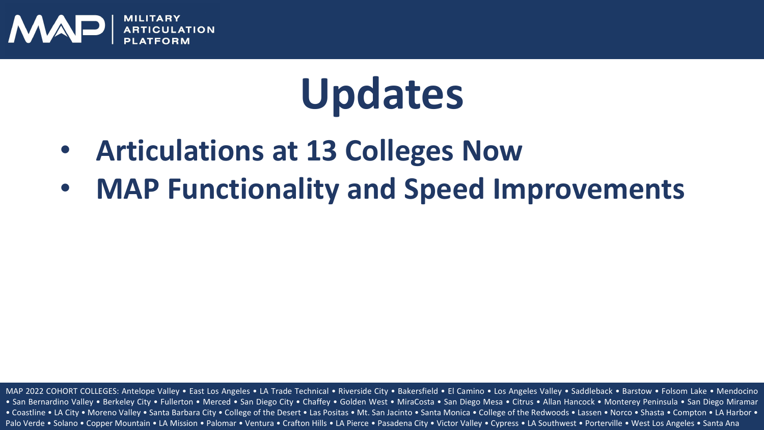# Updates

- **Articulations at 13 Colleges Now**
- **MAP Functionality and Speed Improvements**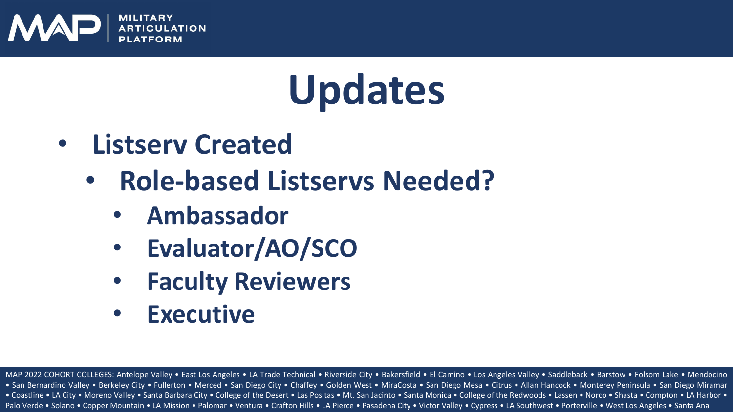# Updates

- **Listserv Created**
  - **Role-based Listservs Needed?**
    - **Ambassador**
    - **Evaluator/AO/SCO**
    - **Faculty Reviewers**
    - **Executive**

MAP 2022 COHORT COLLEGES: Antelope Valley • East Los Angeles • LA Trade Technical • Riverside City • Bakersfield • El Camino • Los Angeles Valley • Saddleback • Barstow • Folsom Lake • Mendocino • San Bernardino Valley • Berkeley City • Fullerton • Merced • San Diego City • Chaffey • Golden West • MiraCosta • San Diego Mesa • Citrus • Allan Hancock • Monterey Peninsula • San Diego Miramar • Coastline • LA City • Moreno Valley • Santa Barbara City • College of the Desert • Las Positas • Mt. San Jacinto • Santa Monica • College of the Redwoods • Lassen • Norco • Shasta • Compton • LA Harbor • Palo Verde • Solano • Copper Mountain • LA Mission • Palomar • Ventura • Crafton Hills • LA Pierce • Pasadena City • Victor Valley • Cypress • LA Southwest • Porterville • West Los Angeles • Santa Ana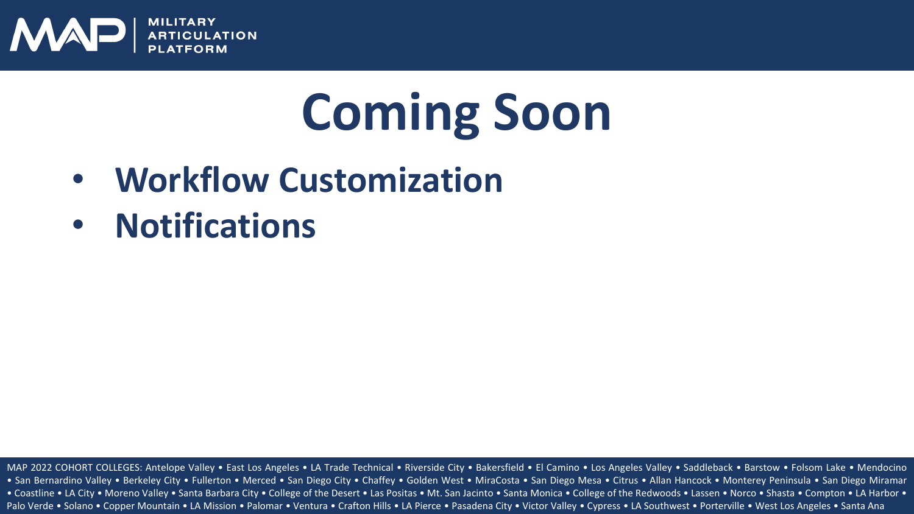# Coming Soon

- **Workflow Customization**
- **Notifications**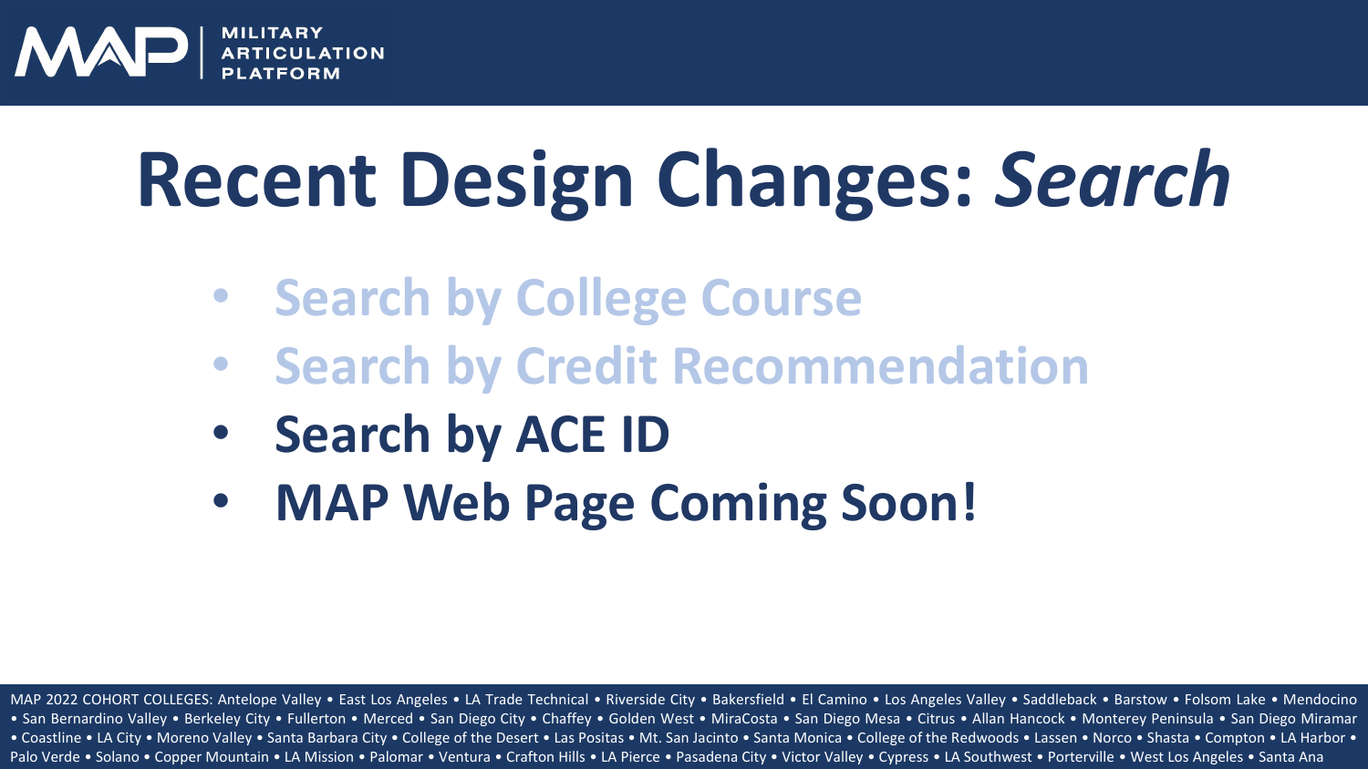# Recent Design Changes: *Search*

- Search by College Course
- Search by Credit Recommendation
- **Search by ACE ID**
- **MAP Web Page Coming Soon!**

MAP 2022 COHORT COLLEGES: Antelope Valley • East Los Angeles • LA Trade Technical • Riverside City • Bakersfield • El Camino • Los Angeles Valley • Saddleback • Barstow • Folsom Lake • Mendocino • San Bernardino Valley • Berkeley City • Fullerton • Merced • San Diego City • Chaffey • Golden West • MiraCosta • San Diego Mesa • Citrus • Allan Hancock • Monterey Peninsula • San Diego Miramar • Coastline • LA City • Moreno Valley • Santa Barbara City • College of the Desert • Las Positas • Mt. San Jacinto • Santa Monica • College of the Redwoods • Lassen • Norco • Shasta • Compton • LA Harbor • Palo Verde • Solano • Copper Mountain • LA Mission • Palomar • Ventura • Crafton Hills • LA Pierce • Pasadena City • Victor Valley • Cypress • LA Southwest • Porterville • West Los Angeles • Santa Ana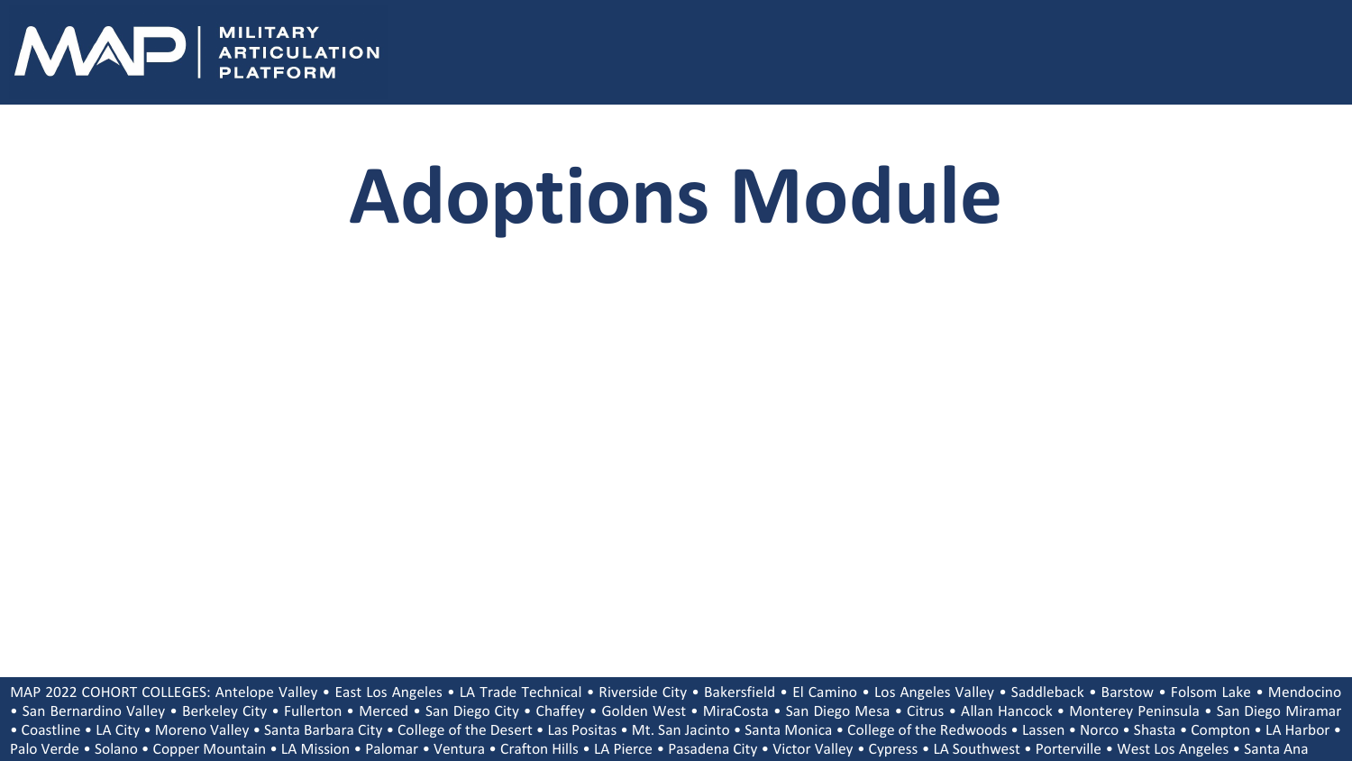# Adoptions Module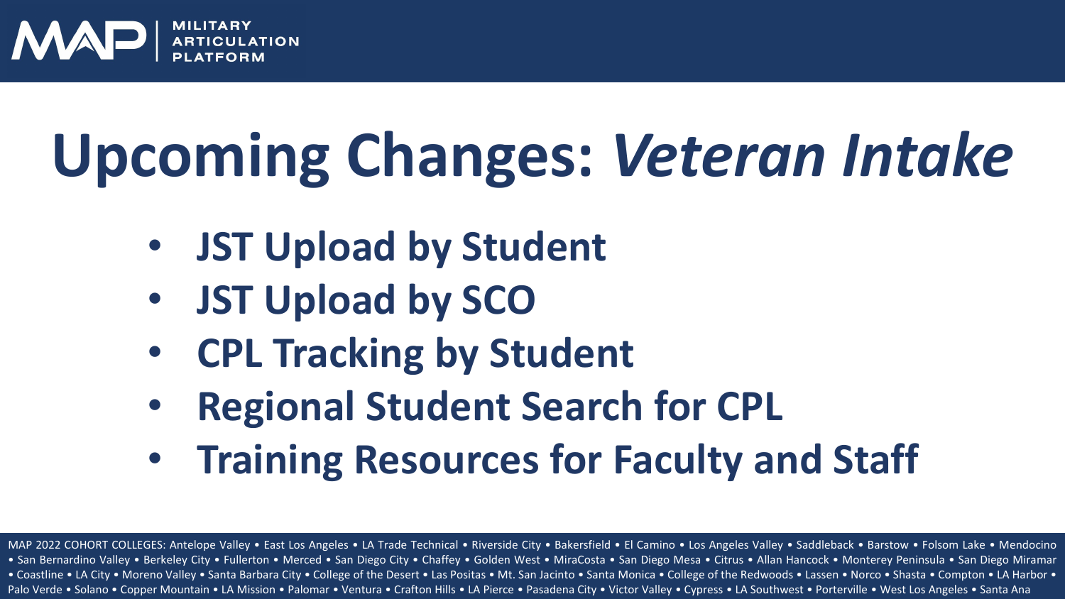# Upcoming Changes: *Veteran Intake*

- **JST Upload by Student**
- **JST Upload by SCO**
- **CPL Tracking by Student**
- **Regional Student Search for CPL**
- **Training Resources for Faculty and Staff**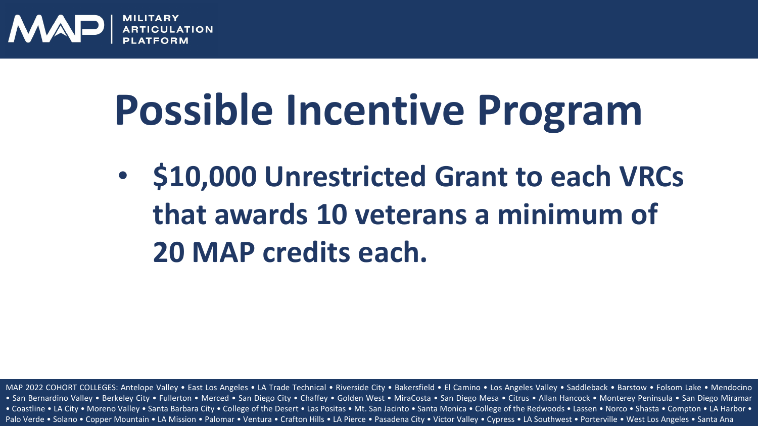# Possible Incentive Program

- **$10,000 Unrestricted Grant to each VRCs that awards 10 veterans a minimum of 20 MAP credits each.**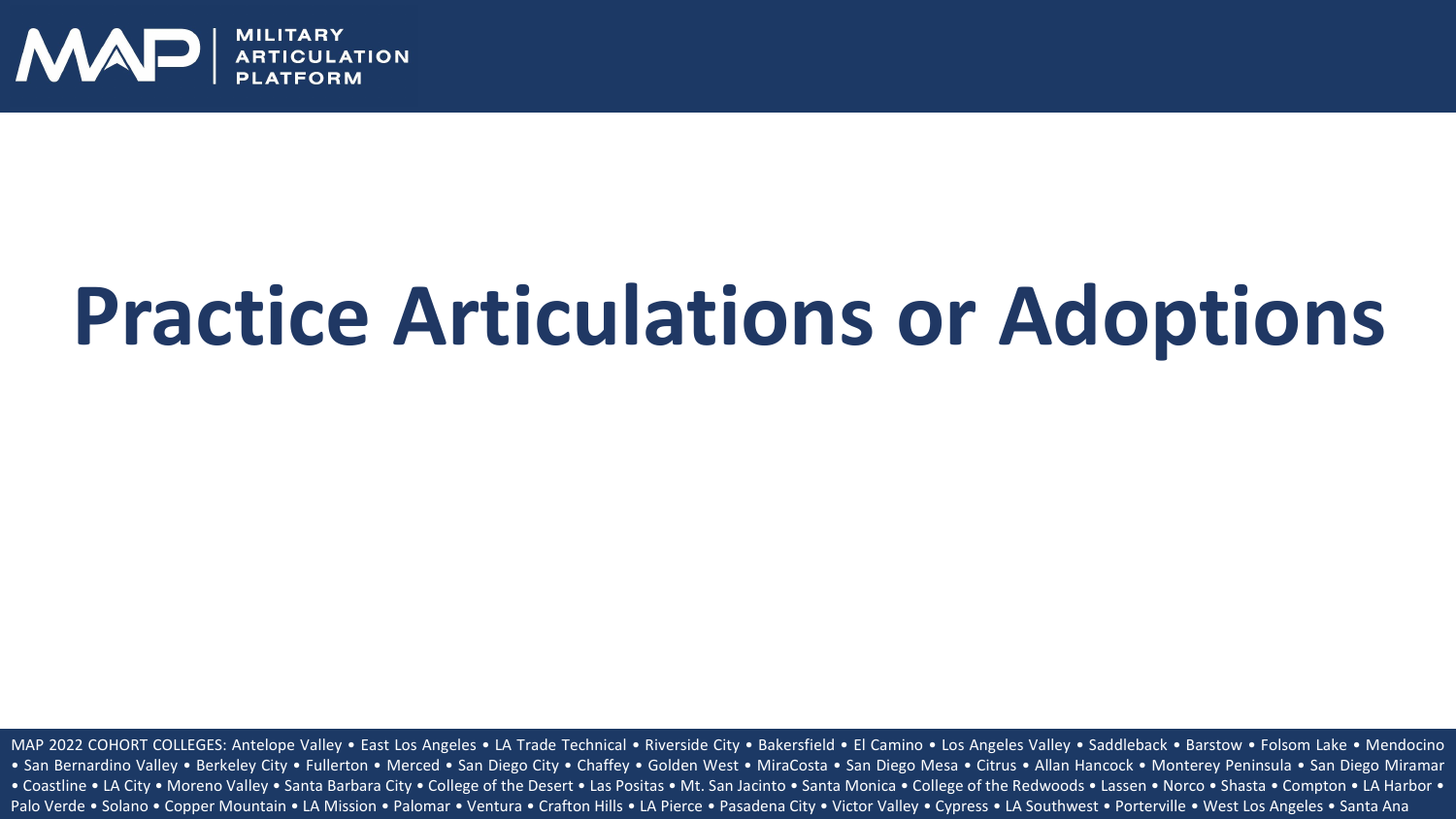# Practice Articulations or Adoptions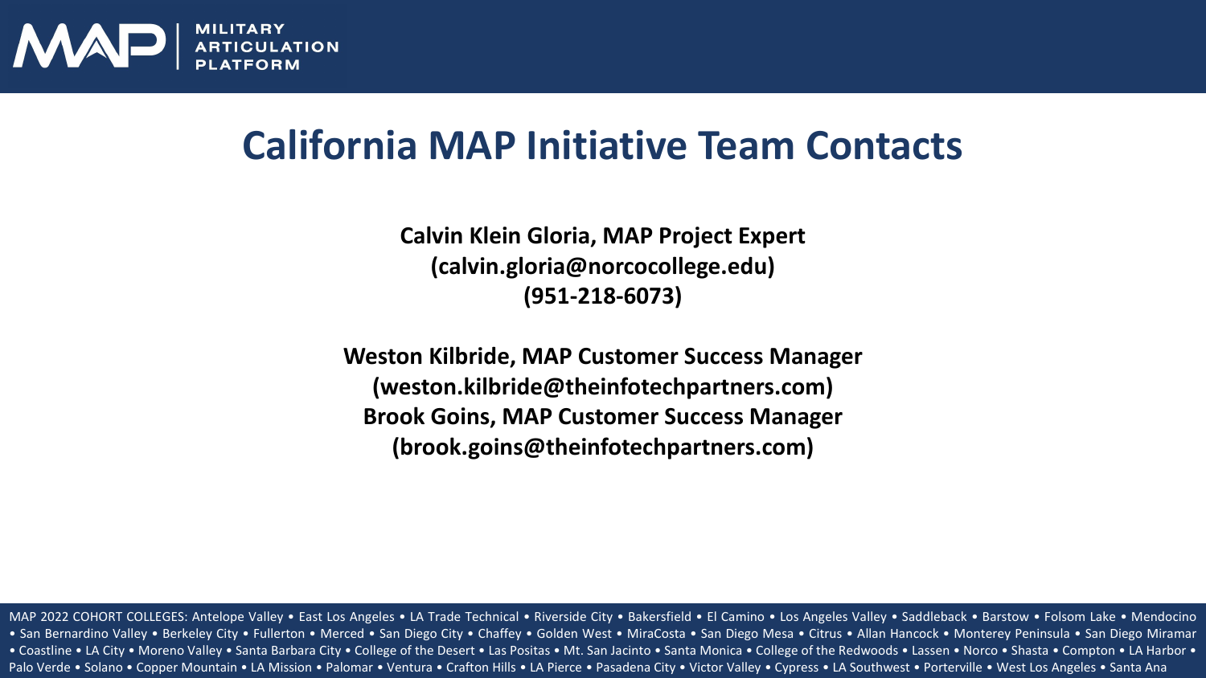MILITARY ARTICULATION PLATFORM

# California MAP Initiative Team Contacts

**Calvin Klein Gloria, MAP Project Expert**
**(calvin.gloria@norcocollege.edu)**
**(951-218-6073)**

**Weston Kilbride, MAP Customer Success Manager**
**(weston.kilbride@theinfotechpartners.com)**
**Brook Goins, MAP Customer Success Manager**
**(brook.goins@theinfotechpartners.com)**

MAP 2022 COHORT COLLEGES: Antelope Valley • East Los Angeles • LA Trade Technical • Riverside City • Bakersfield • El Camino • Los Angeles Valley • Saddleback • Barstow • Folsom Lake • Mendocino • San Bernardino Valley • Berkeley City • Fullerton • Merced • San Diego City • Chaffey • Golden West • MiraCosta • San Diego Mesa • Citrus • Allan Hancock • Monterey Peninsula • San Diego Miramar • Coastline • LA City • Moreno Valley • Santa Barbara City • College of the Desert • Las Positas • Mt. San Jacinto • Santa Monica • College of the Redwoods • Lassen • Norco • Shasta • Compton • LA Harbor • Palo Verde • Solano • Copper Mountain • LA Mission • Palomar • Ventura • Crafton Hills • LA Pierce • Pasadena City • Victor Valley • Cypress • LA Southwest • Porterville • West Los Angeles • Santa Ana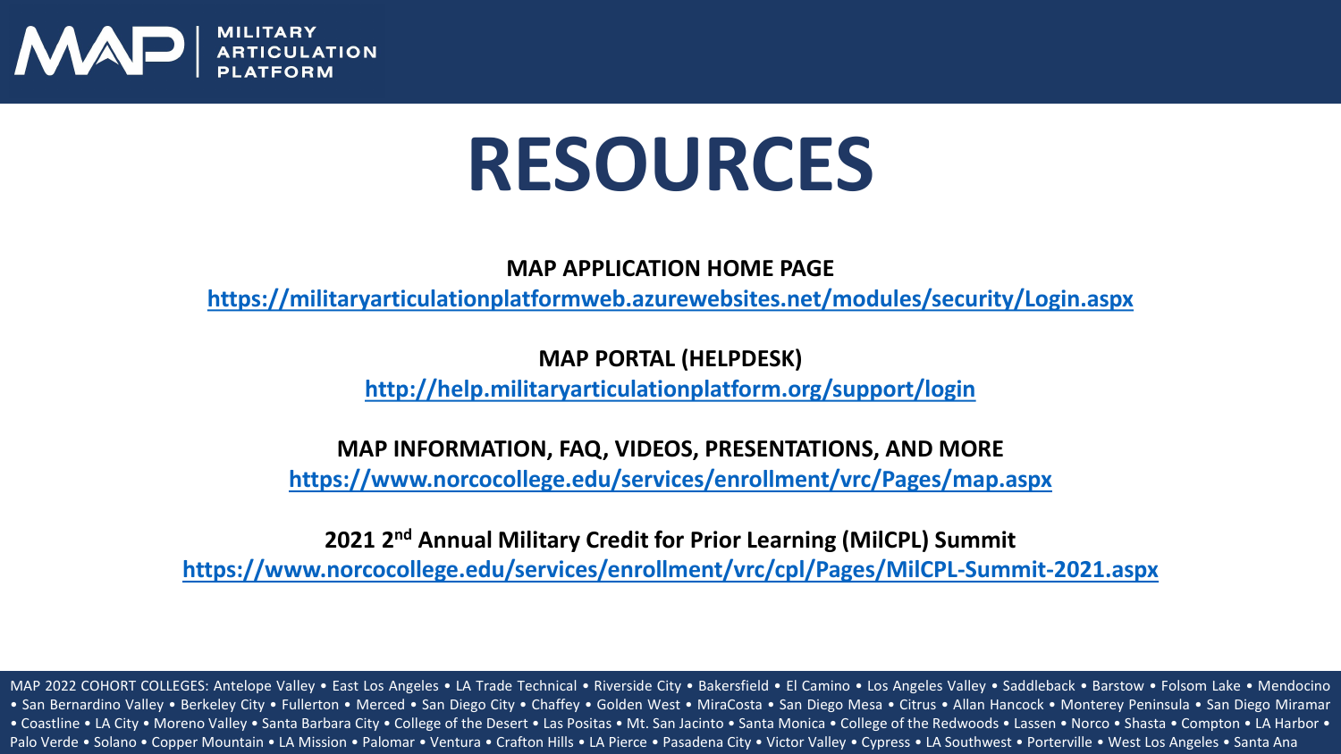# RESOURCES

**MAP APPLICATION HOME PAGE**

https://militaryarticulationplatformweb.azurewebsites.net/modules/security/Login.aspx

**MAP PORTAL (HELPDESK)**

http://help.militaryarticulationplatform.org/support/login

**MAP INFORMATION, FAQ, VIDEOS, PRESENTATIONS, AND MORE**

https://www.norcocollege.edu/services/enrollment/vrc/Pages/map.aspx

**2021 2nd Annual Military Credit for Prior Learning (MilCPL) Summit**

https://www.norcocollege.edu/services/enrollment/vrc/cpl/Pages/MilCPL-Summit-2021.aspx

MAP 2022 COHORT COLLEGES: Antelope Valley • East Los Angeles • LA Trade Technical • Riverside City • Bakersfield • El Camino • Los Angeles Valley • Saddleback • Barstow • Folsom Lake • Mendocino • San Bernardino Valley • Berkeley City • Fullerton • Merced • San Diego City • Chaffey • Golden West • MiraCosta • San Diego Mesa • Citrus • Allan Hancock • Monterey Peninsula • San Diego Miramar • Coastline • LA City • Moreno Valley • Santa Barbara City • College of the Desert • Las Positas • Mt. San Jacinto • Santa Monica • College of the Redwoods • Lassen • Norco • Shasta • Compton • LA Harbor • Palo Verde • Solano • Copper Mountain • LA Mission • Palomar • Ventura • Crafton Hills • LA Pierce • Pasadena City • Victor Valley • Cypress • LA Southwest • Porterville • West Los Angeles • Santa Ana